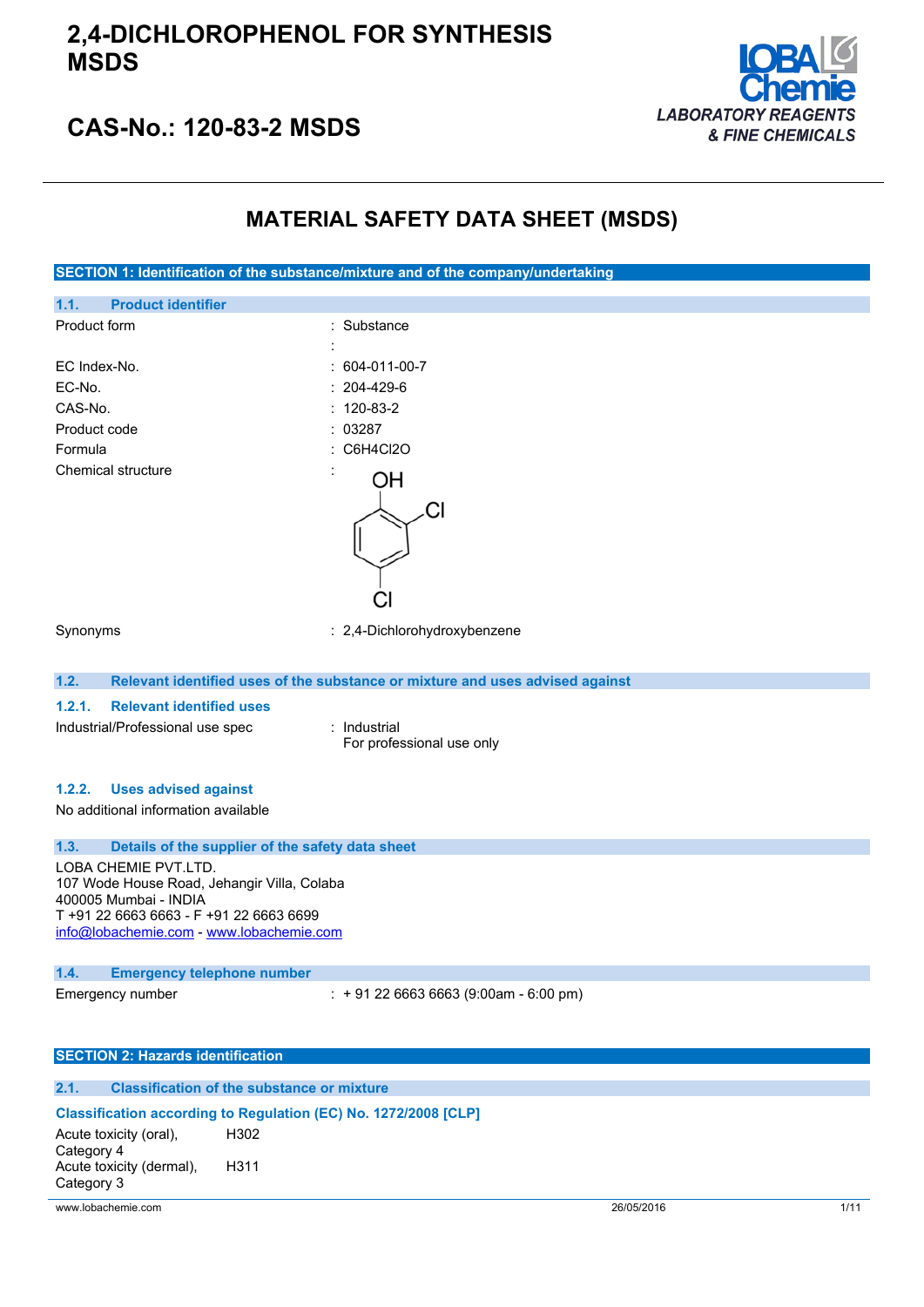# 2,4-DICHLOROPHENOL FOR SYNTHESIS MSDS

## CAS-No.: 120-83-2 MSDS

LOBA Chemie
*LABORATORY REAGENTS & FINE CHEMICALS*

# MATERIAL SAFETY DATA SHEET (MSDS)

## SECTION 1: Identification of the substance/mixture and of the company/undertaking

### 1.1. Product identifier

| | |
|---|---|
| Product form | : Substance |
| | : |
| EC Index-No. | : 604-011-00-7 |
| EC-No. | : 204-429-6 |
| CAS-No. | : 120-83-2 |
| Product code | : 03287 |
| Formula | : $C_6H_4Cl_2O$ |
| Chemical structure | : |
| Synonyms | : 2,4-Dichlorohydroxybenzene |

### 1.2. Relevant identified uses of the substance or mixture and uses advised against

#### 1.2.1. Relevant identified uses

Industrial/Professional use spec : Industrial
For professional use only

#### 1.2.2. Uses advised against

No additional information available

### 1.3. Details of the supplier of the safety data sheet

LOBA CHEMIE PVT.LTD.
107 Wode House Road, Jehangir Villa, Colaba
400005 Mumbai - INDIA
T +91 22 6663 6663 - F +91 22 6663 6699
info@lobachemie.com - www.lobachemie.com

### 1.4. Emergency telephone number

Emergency number : + 91 22 6663 6663 (9:00am - 6:00 pm)

## SECTION 2: Hazards identification

### 2.1. Classification of the substance or mixture

**Classification according to Regulation (EC) No. 1272/2008 [CLP]**

| | |
|---|---|
| Acute toxicity (oral), Category 4 | H302 |
| Acute toxicity (dermal), Category 3 | H311 |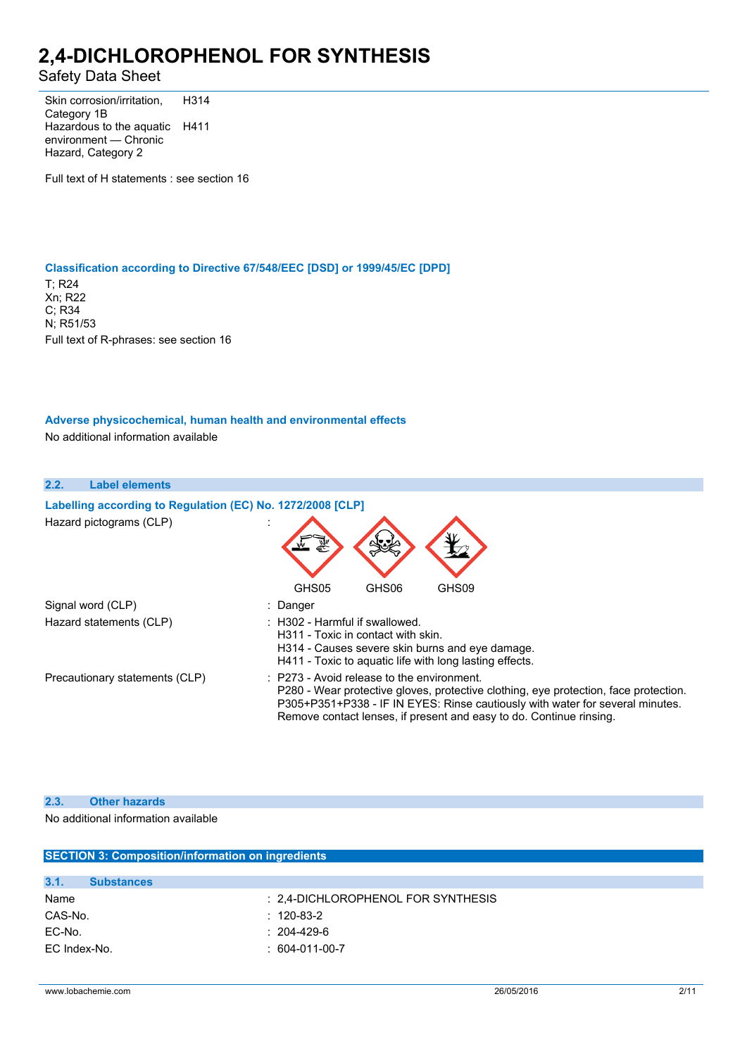| | |
|---|---|
| Skin corrosion/irritation, Category 1B | H314 |
| Hazardous to the aquatic environment — Chronic Hazard, Category 2 | H411 |

Full text of H statements : see section 16

### Classification according to Directive 67/548/EEC [DSD] or 1999/45/EC [DPD]

T; R24
Xn; R22
C; R34
N; R51/53
Full text of R-phrases: see section 16

### Adverse physicochemical, human health and environmental effects

No additional information available

## 2.2. Label elements

### Labelling according to Regulation (EC) No. 1272/2008 [CLP]

Hazard pictograms (CLP) :

GHS05 GHS06 GHS09

| | |
|---|---|
| Signal word (CLP) | : Danger |
| Hazard statements (CLP) | : H302 - Harmful if swallowed.<br>H311 - Toxic in contact with skin.<br>H314 - Causes severe skin burns and eye damage.<br>H411 - Toxic to aquatic life with long lasting effects. |
| Precautionary statements (CLP) | : P273 - Avoid release to the environment.<br>P280 - Wear protective gloves, protective clothing, eye protection, face protection.<br>P305+P351+P338 - IF IN EYES: Rinse cautiously with water for several minutes. Remove contact lenses, if present and easy to do. Continue rinsing. |

## 2.3. Other hazards

No additional information available

# SECTION 3: Composition/information on ingredients

## 3.1. Substances

| | |
|---|---|
| Name | : 2,4-DICHLOROPHENOL FOR SYNTHESIS |
| CAS-No. | : 120-83-2 |
| EC-No. | : 204-429-6 |
| EC Index-No. | : 604-011-00-7 |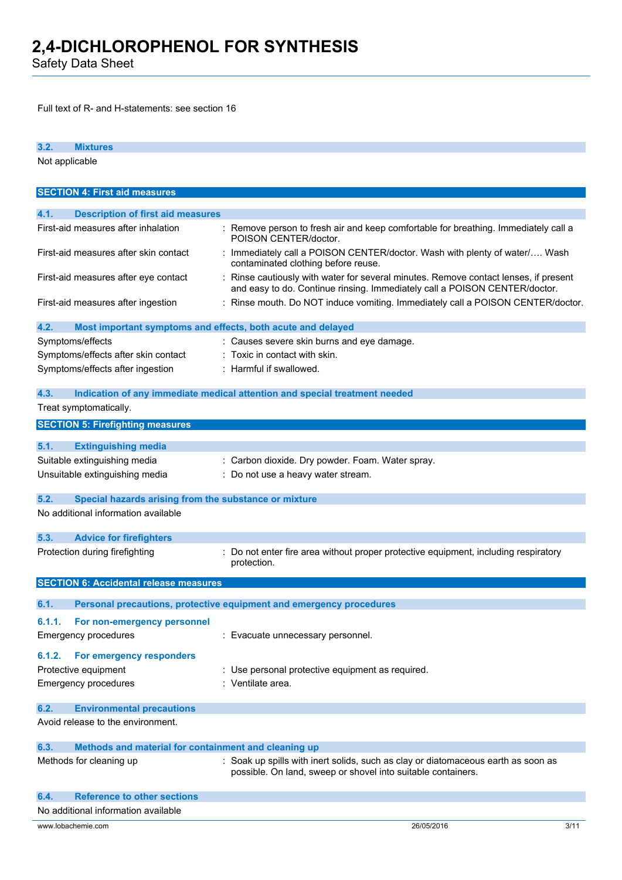Full text of R- and H-statements: see section 16

### 3.2. Mixtures

Not applicable

## SECTION 4: First aid measures

### 4.1. Description of first aid measures

| | |
|---|---|
| First-aid measures after inhalation | : Remove person to fresh air and keep comfortable for breathing. Immediately call a POISON CENTER/doctor. |
| First-aid measures after skin contact | : Immediately call a POISON CENTER/doctor. Wash with plenty of water/…. Wash contaminated clothing before reuse. |
| First-aid measures after eye contact | : Rinse cautiously with water for several minutes. Remove contact lenses, if present and easy to do. Continue rinsing. Immediately call a POISON CENTER/doctor. |
| First-aid measures after ingestion | : Rinse mouth. Do NOT induce vomiting. Immediately call a POISON CENTER/doctor. |

### 4.2. Most important symptoms and effects, both acute and delayed

| | |
|---|---|
| Symptoms/effects | : Causes severe skin burns and eye damage. |
| Symptoms/effects after skin contact | : Toxic in contact with skin. |
| Symptoms/effects after ingestion | : Harmful if swallowed. |

### 4.3. Indication of any immediate medical attention and special treatment needed

Treat symptomatically.

## SECTION 5: Firefighting measures

### 5.1. Extinguishing media

| | |
|---|---|
| Suitable extinguishing media | : Carbon dioxide. Dry powder. Foam. Water spray. |
| Unsuitable extinguishing media | : Do not use a heavy water stream. |

### 5.2. Special hazards arising from the substance or mixture

No additional information available

### 5.3. Advice for firefighters

| | |
|---|---|
| Protection during firefighting | : Do not enter fire area without proper protective equipment, including respiratory protection. |

## SECTION 6: Accidental release measures

### 6.1. Personal precautions, protective equipment and emergency procedures

#### 6.1.1. For non-emergency personnel

| | |
|---|---|
| Emergency procedures | : Evacuate unnecessary personnel. |

#### 6.1.2. For emergency responders

| | |
|---|---|
| Protective equipment | : Use personal protective equipment as required. |
| Emergency procedures | : Ventilate area. |

### 6.2. Environmental precautions

Avoid release to the environment.

### 6.3. Methods and material for containment and cleaning up

| | |
|---|---|
| Methods for cleaning up | : Soak up spills with inert solids, such as clay or diatomaceous earth as soon as possible. On land, sweep or shovel into suitable containers. |

### 6.4. Reference to other sections

No additional information available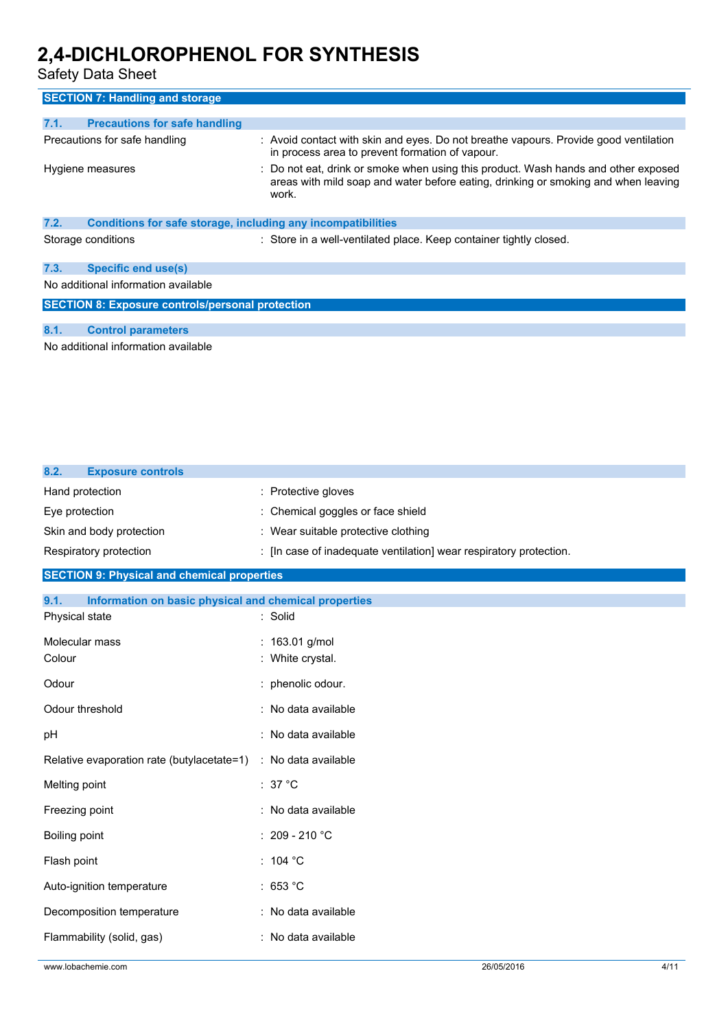## SECTION 7: Handling and storage

### 7.1. Precautions for safe handling

| | |
|---|---|
| Precautions for safe handling | : Avoid contact with skin and eyes. Do not breathe vapours. Provide good ventilation in process area to prevent formation of vapour. |
| Hygiene measures | : Do not eat, drink or smoke when using this product. Wash hands and other exposed areas with mild soap and water before eating, drinking or smoking and when leaving work. |

### 7.2. Conditions for safe storage, including any incompatibilities

| | |
|---|---|
| Storage conditions | : Store in a well-ventilated place. Keep container tightly closed. |

### 7.3. Specific end use(s)

No additional information available

## SECTION 8: Exposure controls/personal protection

### 8.1. Control parameters

No additional information available

### 8.2. Exposure controls

| | |
|---|---|
| Hand protection | : Protective gloves |
| Eye protection | : Chemical goggles or face shield |
| Skin and body protection | : Wear suitable protective clothing |
| Respiratory protection | : [In case of inadequate ventilation] wear respiratory protection. |

## SECTION 9: Physical and chemical properties

### 9.1. Information on basic physical and chemical properties

| | |
|---|---|
| Physical state | : Solid |
| Molecular mass | : 163.01 g/mol |
| Colour | : White crystal. |
| Odour | : phenolic odour. |
| Odour threshold | : No data available |
| pH | : No data available |
| Relative evaporation rate (butylacetate=1) | : No data available |
| Melting point | : 37 °C |
| Freezing point | : No data available |
| Boiling point | : 209 - 210 °C |
| Flash point | : 104 °C |
| Auto-ignition temperature | : 653 °C |
| Decomposition temperature | : No data available |
| Flammability (solid, gas) | : No data available |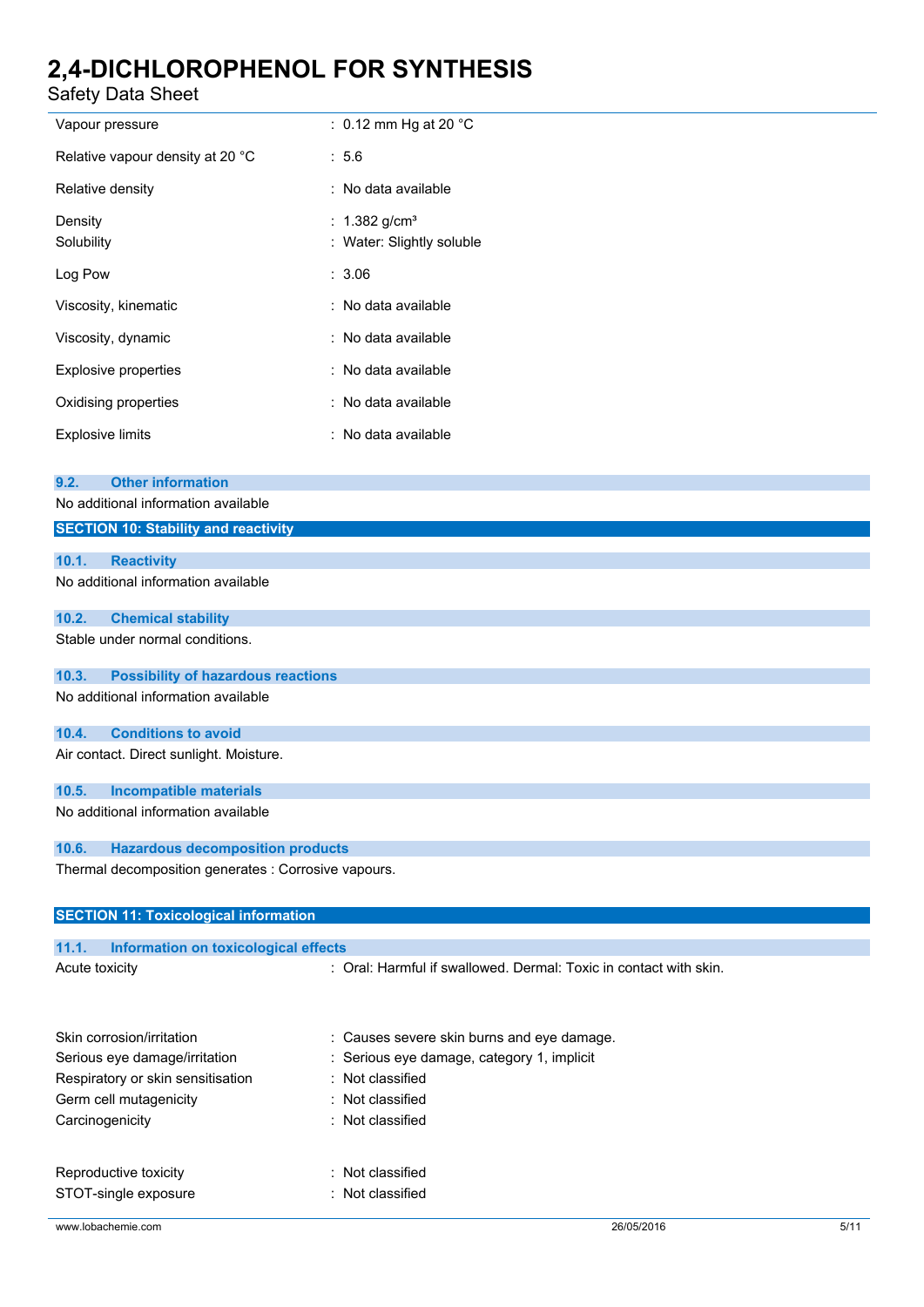| | |
|---|---|
| Vapour pressure | : 0.12 mm Hg at 20 °C |
| Relative vapour density at 20 °C | : 5.6 |
| Relative density | : No data available |
| Density | : 1.382 g/cm³ |
| Solubility | : Water: Slightly soluble |
| Log Pow | : 3.06 |
| Viscosity, kinematic | : No data available |
| Viscosity, dynamic | : No data available |
| Explosive properties | : No data available |
| Oxidising properties | : No data available |
| Explosive limits | : No data available |

### 9.2. Other information

No additional information available

## SECTION 10: Stability and reactivity

### 10.1. Reactivity

No additional information available

### 10.2. Chemical stability

Stable under normal conditions.

### 10.3. Possibility of hazardous reactions

No additional information available

### 10.4. Conditions to avoid

Air contact. Direct sunlight. Moisture.

### 10.5. Incompatible materials

No additional information available

### 10.6. Hazardous decomposition products

Thermal decomposition generates : Corrosive vapours.

## SECTION 11: Toxicological information

### 11.1. Information on toxicological effects

| | |
|---|---|
| Acute toxicity | : Oral: Harmful if swallowed. Dermal: Toxic in contact with skin. |
| Skin corrosion/irritation | : Causes severe skin burns and eye damage. |
| Serious eye damage/irritation | : Serious eye damage, category 1, implicit |
| Respiratory or skin sensitisation | : Not classified |
| Germ cell mutagenicity | : Not classified |
| Carcinogenicity | : Not classified |
| Reproductive toxicity | : Not classified |
| STOT-single exposure | : Not classified |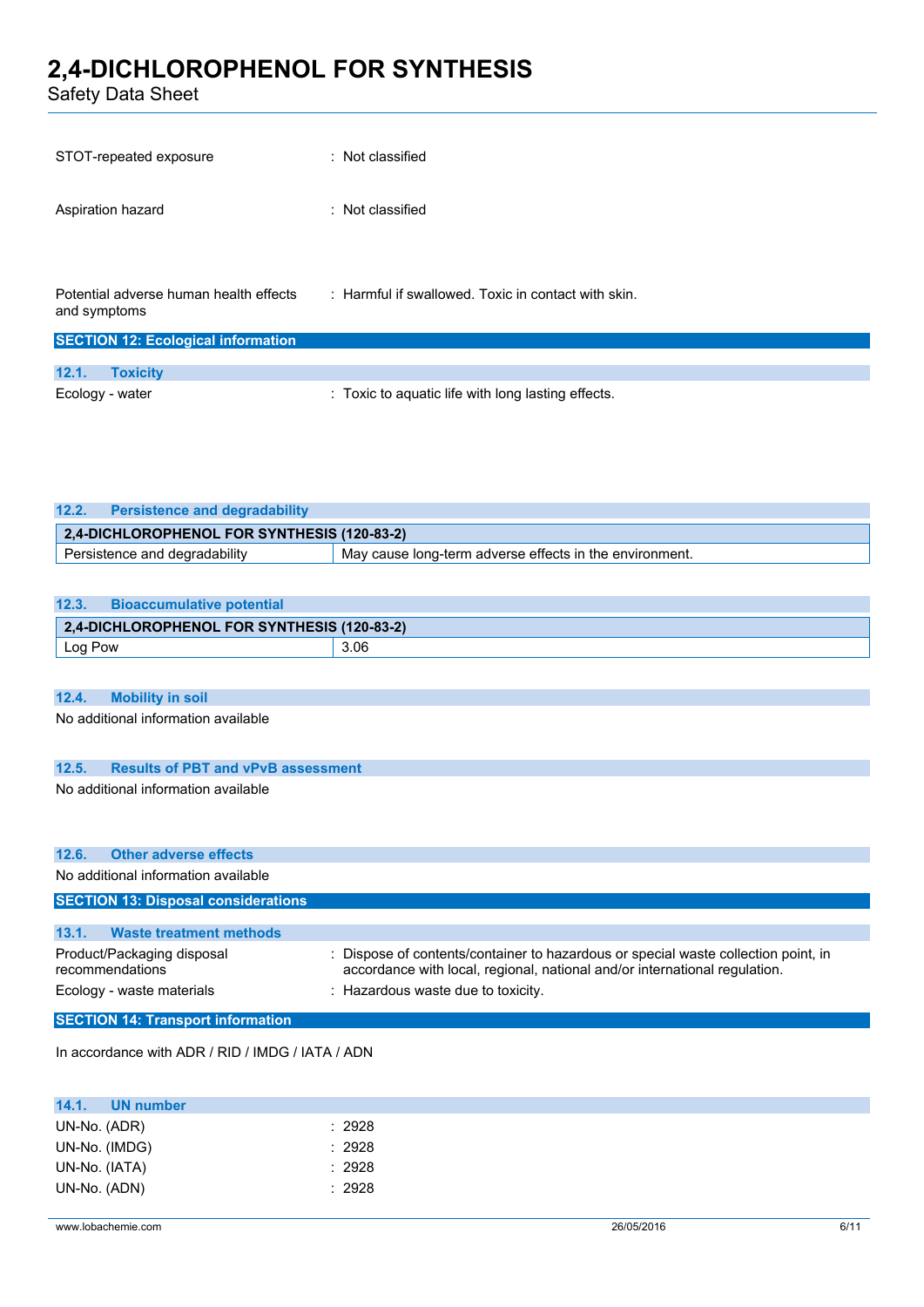STOT-repeated exposure : Not classified

Aspiration hazard : Not classified

Potential adverse human health effects and symptoms : Harmful if swallowed. Toxic in contact with skin.

## SECTION 12: Ecological information

### 12.1. Toxicity

Ecology - water : Toxic to aquatic life with long lasting effects.

### 12.2. Persistence and degradability

| 2,4-DICHLOROPHENOL FOR SYNTHESIS (120-83-2) | |
|---|---|
| Persistence and degradability | May cause long-term adverse effects in the environment. |

### 12.3. Bioaccumulative potential

| 2,4-DICHLOROPHENOL FOR SYNTHESIS (120-83-2) | |
|---|---|
| Log Pow | 3.06 |

### 12.4. Mobility in soil

No additional information available

### 12.5. Results of PBT and vPvB assessment

No additional information available

### 12.6. Other adverse effects

No additional information available

## SECTION 13: Disposal considerations

### 13.1. Waste treatment methods

Product/Packaging disposal recommendations : Dispose of contents/container to hazardous or special waste collection point, in accordance with local, regional, national and/or international regulation.

Ecology - waste materials : Hazardous waste due to toxicity.

## SECTION 14: Transport information

In accordance with ADR / RID / IMDG / IATA / ADN

### 14.1. UN number

UN-No. (ADR) : 2928

UN-No. (IMDG) : 2928

UN-No. (IATA) : 2928

UN-No. (ADN) : 2928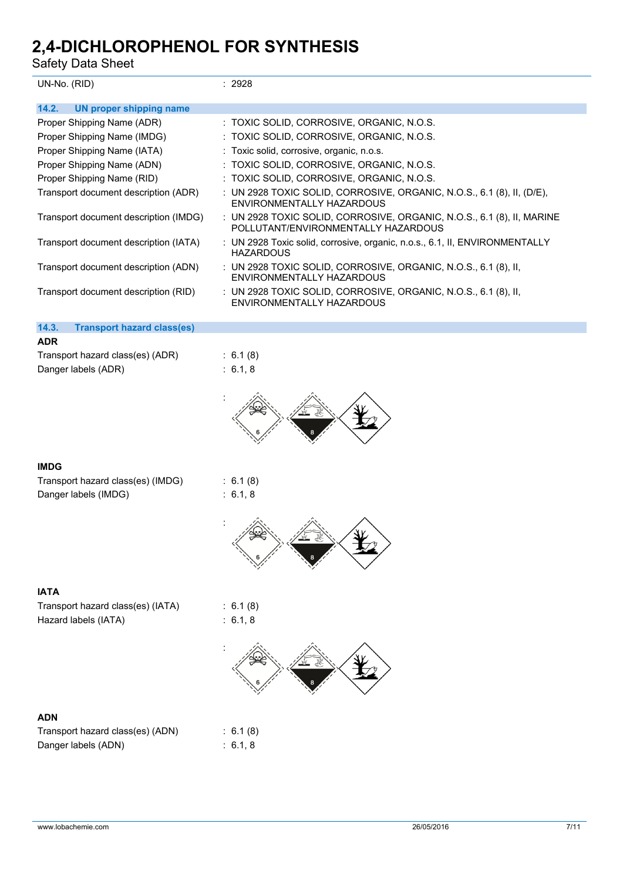UN-No. (RID) : 2928

### 14.2. UN proper shipping name

Proper Shipping Name (ADR) : TOXIC SOLID, CORROSIVE, ORGANIC, N.O.S.

Proper Shipping Name (IMDG) : TOXIC SOLID, CORROSIVE, ORGANIC, N.O.S.

Proper Shipping Name (IATA) : Toxic solid, corrosive, organic, n.o.s.

Proper Shipping Name (ADN) : TOXIC SOLID, CORROSIVE, ORGANIC, N.O.S.

Proper Shipping Name (RID) : TOXIC SOLID, CORROSIVE, ORGANIC, N.O.S.

Transport document description (ADR) : UN 2928 TOXIC SOLID, CORROSIVE, ORGANIC, N.O.S., 6.1 (8), II, (D/E), ENVIRONMENTALLY HAZARDOUS

Transport document description (IMDG) : UN 2928 TOXIC SOLID, CORROSIVE, ORGANIC, N.O.S., 6.1 (8), II, MARINE POLLUTANT/ENVIRONMENTALLY HAZARDOUS

Transport document description (IATA) : UN 2928 Toxic solid, corrosive, organic, n.o.s., 6.1, II, ENVIRONMENTALLY HAZARDOUS

Transport document description (ADN) : UN 2928 TOXIC SOLID, CORROSIVE, ORGANIC, N.O.S., 6.1 (8), II, ENVIRONMENTALLY HAZARDOUS

Transport document description (RID) : UN 2928 TOXIC SOLID, CORROSIVE, ORGANIC, N.O.S., 6.1 (8), II, ENVIRONMENTALLY HAZARDOUS

### 14.3. Transport hazard class(es)

**ADR**

Transport hazard class(es) (ADR) : 6.1 (8)

Danger labels (ADR) : 6.1, 8

:

**IMDG**

Transport hazard class(es) (IMDG) : 6.1 (8)

Danger labels (IMDG) : 6.1, 8

:

**IATA**

Transport hazard class(es) (IATA) : 6.1 (8)

Hazard labels (IATA) : 6.1, 8

:

**ADN**

Transport hazard class(es) (ADN) : 6.1 (8)

Danger labels (ADN) : 6.1, 8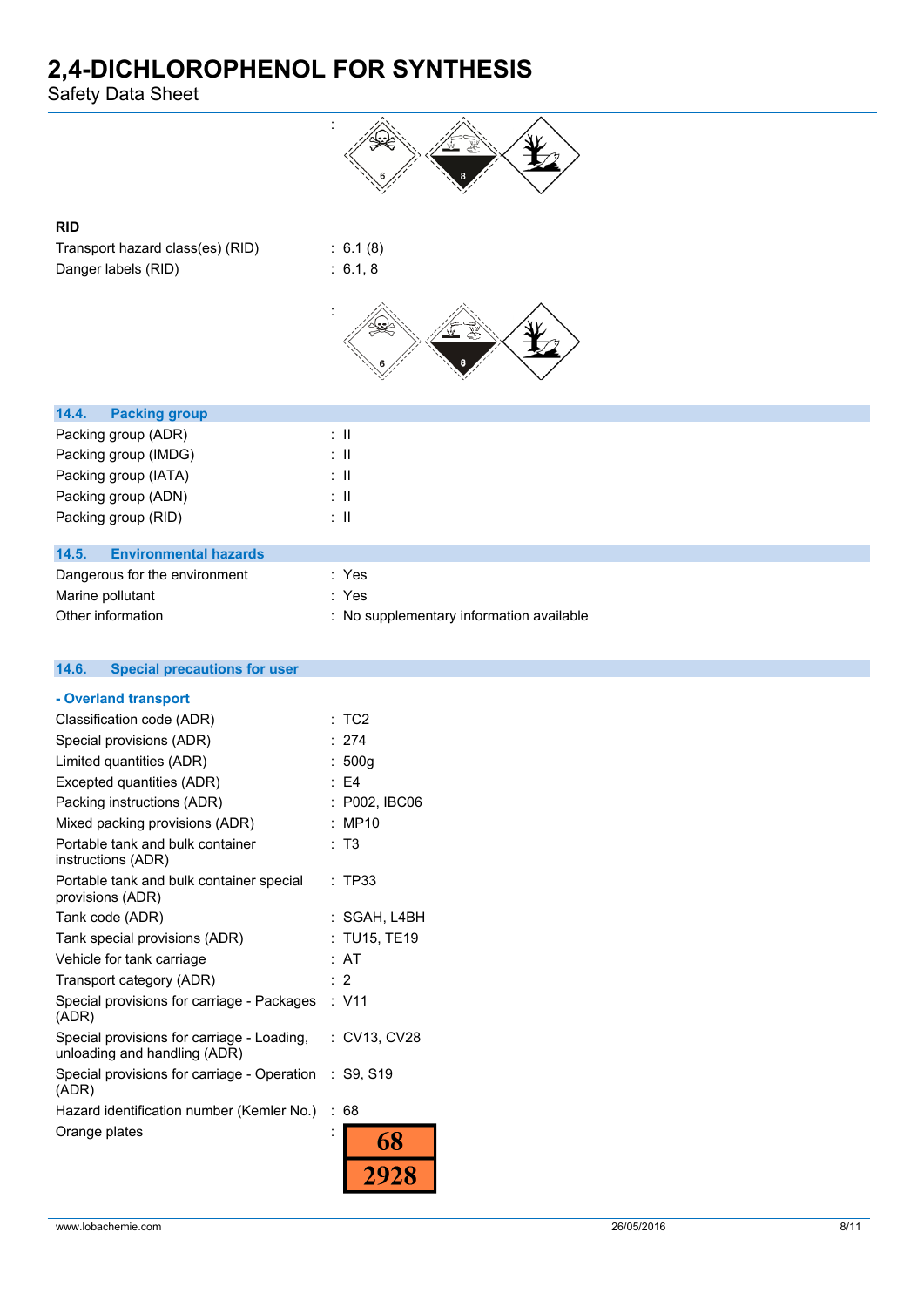:

### RID

Transport hazard class(es) (RID) : 6.1 (8)

Danger labels (RID) : 6.1, 8

:

## 14.4. Packing group

| | |
|---|---|
| Packing group (ADR) | : II |
| Packing group (IMDG) | : II |
| Packing group (IATA) | : II |
| Packing group (ADN) | : II |
| Packing group (RID) | : II |

## 14.5. Environmental hazards

| | |
|---|---|
| Dangerous for the environment | : Yes |
| Marine pollutant | : Yes |
| Other information | : No supplementary information available |

## 14.6. Special precautions for user

### - Overland transport

| | |
|---|---|
| Classification code (ADR) | : TC2 |
| Special provisions (ADR) | : 274 |
| Limited quantities (ADR) | : 500g |
| Excepted quantities (ADR) | : E4 |
| Packing instructions (ADR) | : P002, IBC06 |
| Mixed packing provisions (ADR) | : MP10 |
| Portable tank and bulk container instructions (ADR) | : T3 |
| Portable tank and bulk container special provisions (ADR) | : TP33 |
| Tank code (ADR) | : SGAH, L4BH |
| Tank special provisions (ADR) | : TU15, TE19 |
| Vehicle for tank carriage | : AT |
| Transport category (ADR) | : 2 |
| Special provisions for carriage - Packages (ADR) | : V11 |
| Special provisions for carriage - Loading, unloading and handling (ADR) | : CV13, CV28 |
| Special provisions for carriage - Operation (ADR) | : S9, S19 |
| Hazard identification number (Kemler No.) | : 68 |
| Orange plates | : 68 / 2928 |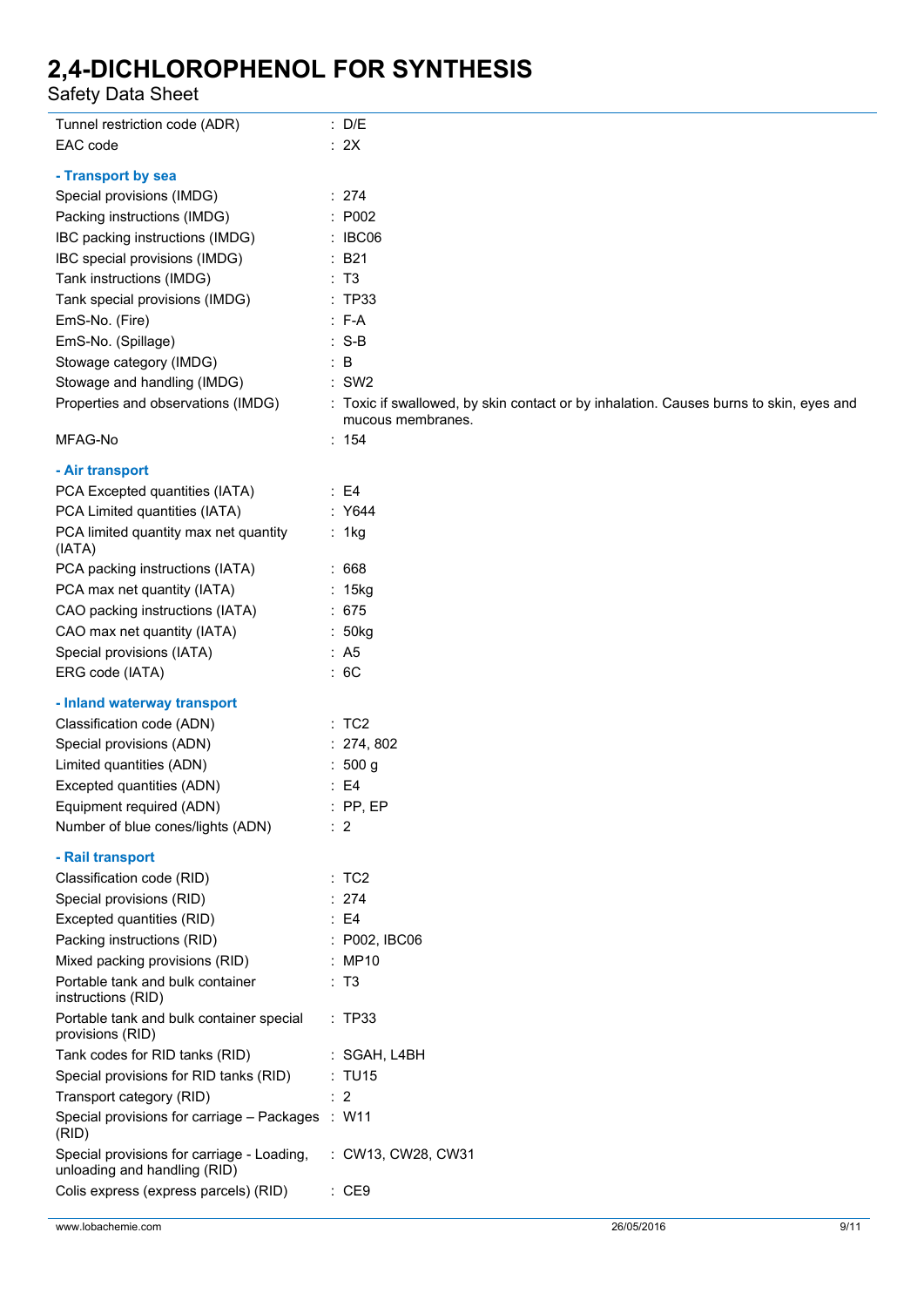| | |
|---|---|
| Tunnel restriction code (ADR) | : D/E |
| EAC code | : 2X |

**- Transport by sea**

| | |
|---|---|
| Special provisions (IMDG) | : 274 |
| Packing instructions (IMDG) | : P002 |
| IBC packing instructions (IMDG) | : IBC06 |
| IBC special provisions (IMDG) | : B21 |
| Tank instructions (IMDG) | : T3 |
| Tank special provisions (IMDG) | : TP33 |
| EmS-No. (Fire) | : F-A |
| EmS-No. (Spillage) | : S-B |
| Stowage category (IMDG) | : B |
| Stowage and handling (IMDG) | : SW2 |
| Properties and observations (IMDG) | : Toxic if swallowed, by skin contact or by inhalation. Causes burns to skin, eyes and mucous membranes. |
| MFAG-No | : 154 |

**- Air transport**

| | |
|---|---|
| PCA Excepted quantities (IATA) | : E4 |
| PCA Limited quantities (IATA) | : Y644 |
| PCA limited quantity max net quantity (IATA) | : 1kg |
| PCA packing instructions (IATA) | : 668 |
| PCA max net quantity (IATA) | : 15kg |
| CAO packing instructions (IATA) | : 675 |
| CAO max net quantity (IATA) | : 50kg |
| Special provisions (IATA) | : A5 |
| ERG code (IATA) | : 6C |

**- Inland waterway transport**

| | |
|---|---|
| Classification code (ADN) | : TC2 |
| Special provisions (ADN) | : 274, 802 |
| Limited quantities (ADN) | : 500 g |
| Excepted quantities (ADN) | : E4 |
| Equipment required (ADN) | : PP, EP |
| Number of blue cones/lights (ADN) | : 2 |

**- Rail transport**

| | |
|---|---|
| Classification code (RID) | : TC2 |
| Special provisions (RID) | : 274 |
| Excepted quantities (RID) | : E4 |
| Packing instructions (RID) | : P002, IBC06 |
| Mixed packing provisions (RID) | : MP10 |
| Portable tank and bulk container instructions (RID) | : T3 |
| Portable tank and bulk container special provisions (RID) | : TP33 |
| Tank codes for RID tanks (RID) | : SGAH, L4BH |
| Special provisions for RID tanks (RID) | : TU15 |
| Transport category (RID) | : 2 |
| Special provisions for carriage – Packages (RID) | : W11 |
| Special provisions for carriage - Loading, unloading and handling (RID) | : CW13, CW28, CW31 |
| Colis express (express parcels) (RID) | : CE9 |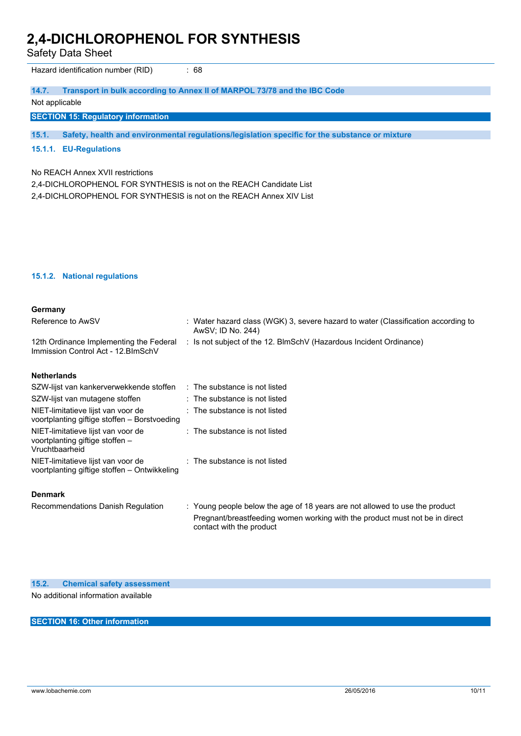Hazard identification number (RID) : 68

### 14.7. Transport in bulk according to Annex II of MARPOL 73/78 and the IBC Code

Not applicable

## SECTION 15: Regulatory information

### 15.1. Safety, health and environmental regulations/legislation specific for the substance or mixture

#### 15.1.1. EU-Regulations

No REACH Annex XVII restrictions

2,4-DICHLOROPHENOL FOR SYNTHESIS is not on the REACH Candidate List

2,4-DICHLOROPHENOL FOR SYNTHESIS is not on the REACH Annex XIV List

#### 15.1.2. National regulations

**Germany**

| | |
|---|---|
| Reference to AwSV | : Water hazard class (WGK) 3, severe hazard to water (Classification according to AwSV; ID No. 244) |
| 12th Ordinance Implementing the Federal Immission Control Act - 12.BImSchV | : Is not subject of the 12. BlmSchV (Hazardous Incident Ordinance) |

**Netherlands**

| | |
|---|---|
| SZW-lijst van kankerverwekkende stoffen | : The substance is not listed |
| SZW-lijst van mutagene stoffen | : The substance is not listed |
| NIET-limitatieve lijst van voor de voortplanting giftige stoffen – Borstvoeding | : The substance is not listed |
| NIET-limitatieve lijst van voor de voortplanting giftige stoffen – Vruchtbaarheid | : The substance is not listed |
| NIET-limitatieve lijst van voor de voortplanting giftige stoffen – Ontwikkeling | : The substance is not listed |

**Denmark**

| | |
|---|---|
| Recommendations Danish Regulation | : Young people below the age of 18 years are not allowed to use the product<br>Pregnant/breastfeeding women working with the product must not be in direct contact with the product |

### 15.2. Chemical safety assessment

No additional information available

## SECTION 16: Other information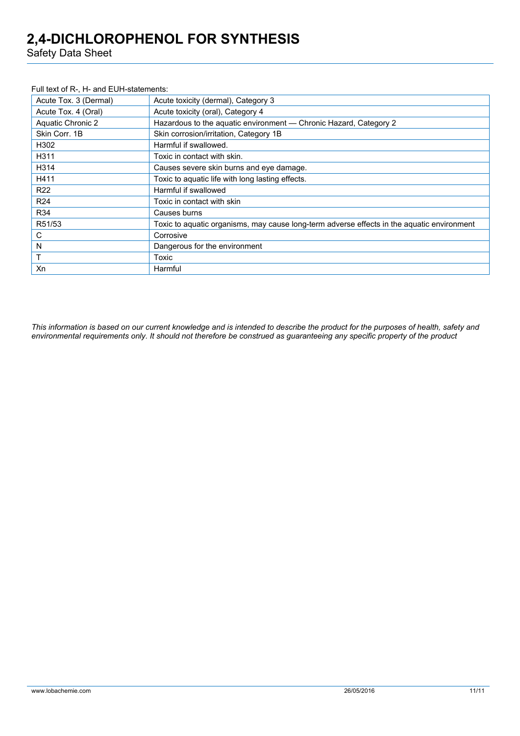Full text of R-, H- and EUH-statements:

| | |
|---|---|
| Acute Tox. 3 (Dermal) | Acute toxicity (dermal), Category 3 |
| Acute Tox. 4 (Oral) | Acute toxicity (oral), Category 4 |
| Aquatic Chronic 2 | Hazardous to the aquatic environment — Chronic Hazard, Category 2 |
| Skin Corr. 1B | Skin corrosion/irritation, Category 1B |
| H302 | Harmful if swallowed. |
| H311 | Toxic in contact with skin. |
| H314 | Causes severe skin burns and eye damage. |
| H411 | Toxic to aquatic life with long lasting effects. |
| R22 | Harmful if swallowed |
| R24 | Toxic in contact with skin |
| R34 | Causes burns |
| R51/53 | Toxic to aquatic organisms, may cause long-term adverse effects in the aquatic environment |
| C | Corrosive |
| N | Dangerous for the environment |
| T | Toxic |
| Xn | Harmful |

*This information is based on our current knowledge and is intended to describe the product for the purposes of health, safety and environmental requirements only. It should not therefore be construed as guaranteeing any specific property of the product*